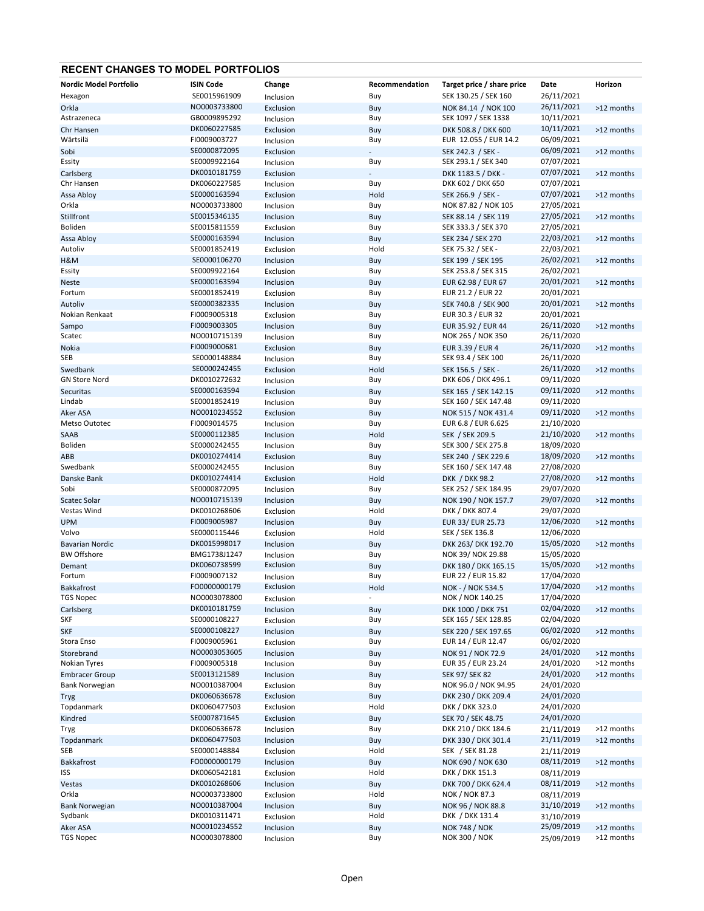## RECENT CHANGES TO MODEL PORTFOLIOS

| Nordic Model Portfolio | ISIN Code | Change | Recommendation | Target price / share price | Date | Horizon |
|---|---|---|---|---|---|---|
| Hexagon | SE0015961909 | Inclusion | Buy | SEK 130.25 / SEK 160 | 26/11/2021 | |
| Orkla | NO0003733800 | Exclusion | Buy | NOK 84.14 / NOK 100 | 26/11/2021 | >12 months |
| Astrazeneca | GB0009895292 | Inclusion | Buy | SEK 1097 / SEK 1338 | 10/11/2021 | |
| Chr Hansen | DK0060227585 | Exclusion | Buy | DKK 508.8 / DKK 600 | 10/11/2021 | >12 months |
| Wärtsilä | FI0009003727 | Inclusion | Buy | EUR 12.055 / EUR 14.2 | 06/09/2021 | |
| Sobi | SE0000872095 | Exclusion | - | SEK 242.3 / SEK - | 06/09/2021 | >12 months |
| Essity | SE0009922164 | Inclusion | Buy | SEK 293.1 / SEK 340 | 07/07/2021 | |
| Carlsberg | DK0010181759 | Exclusion | - | DKK 1183.5 / DKK - | 07/07/2021 | >12 months |
| Chr Hansen | DK0060227585 | Inclusion | Buy | DKK 602 / DKK 650 | 07/07/2021 | |
| Assa Abloy | SE0000163594 | Exclusion | Hold | SEK 266.9 / SEK - | 07/07/2021 | >12 months |
| Orkla | NO0003733800 | Inclusion | Buy | NOK 87.82 / NOK 105 | 27/05/2021 | |
| Stillfront | SE0015346135 | Inclusion | Buy | SEK 88.14 / SEK 119 | 27/05/2021 | >12 months |
| Boliden | SE0015811559 | Exclusion | Buy | SEK 333.3 / SEK 370 | 27/05/2021 | |
| Assa Abloy | SE0000163594 | Inclusion | Buy | SEK 234 / SEK 270 | 22/03/2021 | >12 months |
| Autoliv | SE0001852419 | Exclusion | Hold | SEK 75.32 / SEK - | 22/03/2021 | |
| H&M | SE0000106270 | Inclusion | Buy | SEK 199 / SEK 195 | 26/02/2021 | >12 months |
| Essity | SE0009922164 | Exclusion | Buy | SEK 253.8 / SEK 315 | 26/02/2021 | |
| Neste | SE0000163594 | Inclusion | Buy | EUR 62.98 / EUR 67 | 20/01/2021 | >12 months |
| Fortum | SE0001852419 | Exclusion | Buy | EUR 21.2 / EUR 22 | 20/01/2021 | |
| Autoliv | SE0000382335 | Inclusion | Buy | SEK 740.8 / SEK 900 | 20/01/2021 | >12 months |
| Nokian Renkaat | FI0009005318 | Exclusion | Buy | EUR 30.3 / EUR 32 | 20/01/2021 | |
| Sampo | FI0009003305 | Inclusion | Buy | EUR 35.92 / EUR 44 | 26/11/2020 | >12 months |
| Scatec | NO0010715139 | Inclusion | Buy | NOK 265 / NOK 350 | 26/11/2020 | |
| Nokia | FI0009000681 | Exclusion | Buy | EUR 3.39 / EUR 4 | 26/11/2020 | >12 months |
| SEB | SE0000148884 | Inclusion | Buy | SEK 93.4 / SEK 100 | 26/11/2020 | |
| Swedbank | SE0000242455 | Exclusion | Hold | SEK 156.5 / SEK - | 26/11/2020 | >12 months |
| GN Store Nord | DK0010272632 | Inclusion | Buy | DKK 606 / DKK 496.1 | 09/11/2020 | |
| Securitas | SE0000163594 | Exclusion | Buy | SEK 165 / SEK 142.15 | 09/11/2020 | >12 months |
| Lindab | SE0001852419 | Inclusion | Buy | SEK 160 / SEK 147.48 | 09/11/2020 | |
| Aker ASA | NO0010234552 | Exclusion | Buy | NOK 515 / NOK 431.4 | 09/11/2020 | >12 months |
| Metso Outotec | FI0009014575 | Inclusion | Buy | EUR 6.8 / EUR 6.625 | 21/10/2020 | |
| SAAB | SE0000112385 | Inclusion | Hold | SEK / SEK 209.5 | 21/10/2020 | >12 months |
| Boliden | SE0000242455 | Inclusion | Buy | SEK 300 / SEK 275.8 | 18/09/2020 | |
| ABB | DK0010274414 | Exclusion | Buy | SEK 240 / SEK 229.6 | 18/09/2020 | >12 months |
| Swedbank | SE0000242455 | Inclusion | Buy | SEK 160 / SEK 147.48 | 27/08/2020 | |
| Danske Bank | DK0010274414 | Exclusion | Hold | DKK / DKK 98.2 | 27/08/2020 | >12 months |
| Sobi | SE0000872095 | Inclusion | Buy | SEK 252 / SEK 184.95 | 29/07/2020 | |
| Scatec Solar | NO0010715139 | Inclusion | Buy | NOK 190 / NOK 157.7 | 29/07/2020 | >12 months |
| Vestas Wind | DK0010268606 | Exclusion | Hold | DKK / DKK 807.4 | 29/07/2020 | |
| UPM | FI0009005987 | Inclusion | Buy | EUR 33/ EUR 25.73 | 12/06/2020 | >12 months |
| Volvo | SE0000115446 | Exclusion | Hold | SEK / SEK 136.8 | 12/06/2020 | |
| Bavarian Nordic | DK0015998017 | Inclusion | Buy | DKK 263/ DKK 192.70 | 15/05/2020 | >12 months |
| BW Offshore | BMG1738J1247 | Inclusion | Buy | NOK 39/ NOK 29.88 | 15/05/2020 | |
| Demant | DK0060738599 | Exclusion | Buy | DKK 180 / DKK 165.15 | 15/05/2020 | >12 months |
| Fortum | FI0009007132 | Inclusion | Buy | EUR 22 / EUR 15.82 | 17/04/2020 | |
| Bakkafrost | FO0000000179 | Exclusion | Hold | NOK - / NOK 534.5 | 17/04/2020 | >12 months |
| TGS Nopec | NO0003078800 | Exclusion | - | NOK / NOK 140.25 | 17/04/2020 | |
| Carlsberg | DK0010181759 | Inclusion | Buy | DKK 1000 / DKK 751 | 02/04/2020 | >12 months |
| SKF | SE0000108227 | Exclusion | Buy | SEK 165 / SEK 128.85 | 02/04/2020 | |
| SKF | SE0000108227 | Inclusion | Buy | SEK 220 / SEK 197.65 | 06/02/2020 | >12 months |
| Stora Enso | FI0009005961 | Exclusion | Buy | EUR 14 / EUR 12.47 | 06/02/2020 | |
| Storebrand | NO0003053605 | Inclusion | Buy | NOK 91 / NOK 72.9 | 24/01/2020 | >12 months |
| Nokian Tyres | FI0009005318 | Inclusion | Buy | EUR 35 / EUR 23.24 | 24/01/2020 | >12 months |
| Embracer Group | SE0013121589 | Inclusion | Buy | SEK 97/ SEK 82 | 24/01/2020 | >12 months |
| Bank Norwegian | NO0010387004 | Exclusion | Buy | NOK 96.0 / NOK 94.95 | 24/01/2020 | |
| Tryg | DK0060636678 | Exclusion | Buy | DKK 230 / DKK 209.4 | 24/01/2020 | |
| Topdanmark | DK0060477503 | Exclusion | Hold | DKK / DKK 323.0 | 24/01/2020 | |
| Kindred | SE0007871645 | Exclusion | Buy | SEK 70 / SEK 48.75 | 24/01/2020 | |
| Tryg | DK0060636678 | Inclusion | Buy | DKK 210 / DKK 184.6 | 21/11/2019 | >12 months |
| Topdanmark | DK0060477503 | Inclusion | Buy | DKK 330 / DKK 301.4 | 21/11/2019 | >12 months |
| SEB | SE0000148884 | Exclusion | Hold | SEK / SEK 81.28 | 21/11/2019 | |
| Bakkafrost | FO0000000179 | Inclusion | Buy | NOK 690 / NOK 630 | 08/11/2019 | >12 months |
| ISS | DK0060542181 | Exclusion | Hold | DKK / DKK 151.3 | 08/11/2019 | |
| Vestas | DK0010268606 | Inclusion | Buy | DKK 700 / DKK 624.4 | 08/11/2019 | >12 months |
| Orkla | NO0003733800 | Exclusion | Hold | NOK / NOK 87.3 | 08/11/2019 | |
| Bank Norwegian | NO0010387004 | Inclusion | Buy | NOK 96 / NOK 88.8 | 31/10/2019 | >12 months |
| Sydbank | DK0010311471 | Exclusion | Hold | DKK / DKK 131.4 | 31/10/2019 | |
| Aker ASA | NO0010234552 | Inclusion | Buy | NOK 748 / NOK | 25/09/2019 | >12 months |
| TGS Nopec | NO0003078800 | Inclusion | Buy | NOK 300 / NOK | 25/09/2019 | >12 months |

Open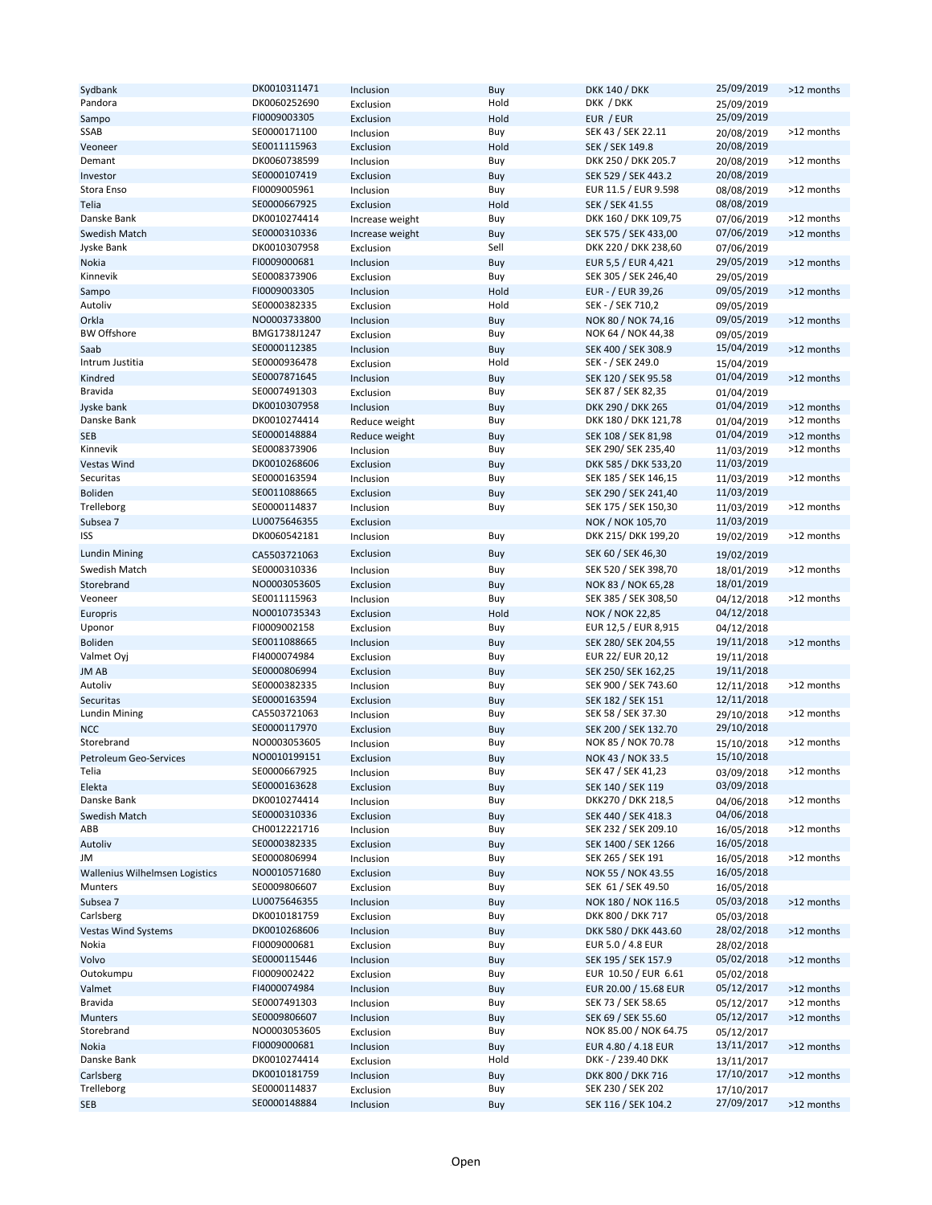| | | | | | | |
|---|---|---|---|---|---|---|
| Sydbank | DK0010311471 | Inclusion | Buy | DKK 140 / DKK | 25/09/2019 | >12 months |
| Pandora | DK0060252690 | Exclusion | Hold | DKK / DKK | 25/09/2019 | |
| Sampo | FI0009003305 | Exclusion | Hold | EUR / EUR | 25/09/2019 | |
| SSAB | SE0000171100 | Inclusion | Buy | SEK 43 / SEK 22.11 | 20/08/2019 | >12 months |
| Veoneer | SE0011115963 | Exclusion | Hold | SEK / SEK 149.8 | 20/08/2019 | |
| Demant | DK0060738599 | Inclusion | Buy | DKK 250 / DKK 205.7 | 20/08/2019 | >12 months |
| Investor | SE0000107419 | Exclusion | Buy | SEK 529 / SEK 443.2 | 20/08/2019 | |
| Stora Enso | FI0009005961 | Inclusion | Buy | EUR 11.5 / EUR 9.598 | 08/08/2019 | >12 months |
| Telia | SE0000667925 | Exclusion | Hold | SEK / SEK 41.55 | 08/08/2019 | |
| Danske Bank | DK0010274414 | Increase weight | Buy | DKK 160 / DKK 109,75 | 07/06/2019 | >12 months |
| Swedish Match | SE0000310336 | Increase weight | Buy | SEK 575 / SEK 433,00 | 07/06/2019 | >12 months |
| Jyske Bank | DK0010307958 | Exclusion | Sell | DKK 220 / DKK 238,60 | 07/06/2019 | |
| Nokia | FI0009000681 | Inclusion | Buy | EUR 5,5 / EUR 4,421 | 29/05/2019 | >12 months |
| Kinnevik | SE0008373906 | Exclusion | Buy | SEK 305 / SEK 246,40 | 29/05/2019 | |
| Sampo | FI0009003305 | Inclusion | Hold | EUR - / EUR 39,26 | 09/05/2019 | >12 months |
| Autoliv | SE0000382335 | Exclusion | Hold | SEK - / SEK 710,2 | 09/05/2019 | |
| Orkla | NO0003733800 | Inclusion | Buy | NOK 80 / NOK 74,16 | 09/05/2019 | >12 months |
| BW Offshore | BMG1738J1247 | Exclusion | Buy | NOK 64 / NOK 44,38 | 09/05/2019 | |
| Saab | SE0000112385 | Inclusion | Buy | SEK 400 / SEK 308.9 | 15/04/2019 | >12 months |
| Intrum Justitia | SE0000936478 | Exclusion | Hold | SEK - / SEK 249.0 | 15/04/2019 | |
| Kindred | SE0007871645 | Inclusion | Buy | SEK 120 / SEK 95.58 | 01/04/2019 | >12 months |
| Bravida | SE0007491303 | Exclusion | Buy | SEK 87 / SEK 82,35 | 01/04/2019 | |
| Jyske bank | DK0010307958 | Inclusion | Buy | DKK 290 / DKK 265 | 01/04/2019 | >12 months |
| Danske Bank | DK0010274414 | Reduce weight | Buy | DKK 180 / DKK 121,78 | 01/04/2019 | >12 months |
| SEB | SE0000148884 | Reduce weight | Buy | SEK 108 / SEK 81,98 | 01/04/2019 | >12 months |
| Kinnevik | SE0008373906 | Inclusion | Buy | SEK 290/ SEK 235,40 | 11/03/2019 | >12 months |
| Vestas Wind | DK0010268606 | Exclusion | Buy | DKK 585 / DKK 533,20 | 11/03/2019 | |
| Securitas | SE0000163594 | Inclusion | Buy | SEK 185 / SEK 146,15 | 11/03/2019 | >12 months |
| Boliden | SE0011088665 | Exclusion | Buy | SEK 290 / SEK 241,40 | 11/03/2019 | |
| Trelleborg | SE0000114837 | Inclusion | Buy | SEK 175 / SEK 150,30 | 11/03/2019 | >12 months |
| Subsea 7 | LU0075646355 | Exclusion | | NOK / NOK 105,70 | 11/03/2019 | |
| ISS | DK0060542181 | Inclusion | Buy | DKK 215/ DKK 199,20 | 19/02/2019 | >12 months |
| Lundin Mining | CA5503721063 | Exclusion | Buy | SEK 60 / SEK 46,30 | 19/02/2019 | |
| Swedish Match | SE0000310336 | Inclusion | Buy | SEK 520 / SEK 398,70 | 18/01/2019 | >12 months |
| Storebrand | NO0003053605 | Exclusion | Buy | NOK 83 / NOK 65,28 | 18/01/2019 | |
| Veoneer | SE0011115963 | Inclusion | Buy | SEK 385 / SEK 308,50 | 04/12/2018 | >12 months |
| Europris | NO0010735343 | Exclusion | Hold | NOK / NOK 22,85 | 04/12/2018 | |
| Uponor | FI0009002158 | Exclusion | Buy | EUR 12,5 / EUR 8,915 | 04/12/2018 | |
| Boliden | SE0011088665 | Inclusion | Buy | SEK 280/ SEK 204,55 | 19/11/2018 | >12 months |
| Valmet Oyj | FI4000074984 | Exclusion | Buy | EUR 22/ EUR 20,12 | 19/11/2018 | |
| JM AB | SE0000806994 | Exclusion | Buy | SEK 250/ SEK 162,25 | 19/11/2018 | |
| Autoliv | SE0000382335 | Inclusion | Buy | SEK 900 / SEK 743.60 | 12/11/2018 | >12 months |
| Securitas | SE0000163594 | Exclusion | Buy | SEK 182 / SEK 151 | 12/11/2018 | |
| Lundin Mining | CA5503721063 | Inclusion | Buy | SEK 58 / SEK 37.30 | 29/10/2018 | >12 months |
| NCC | SE0000117970 | Exclusion | Buy | SEK 200 / SEK 132.70 | 29/10/2018 | |
| Storebrand | NO0003053605 | Inclusion | Buy | NOK 85 / NOK 70.78 | 15/10/2018 | >12 months |
| Petroleum Geo-Services | NO0010199151 | Exclusion | Buy | NOK 43 / NOK 33.5 | 15/10/2018 | |
| Telia | SE0000667925 | Inclusion | Buy | SEK 47 / SEK 41,23 | 03/09/2018 | >12 months |
| Elekta | SE0000163628 | Exclusion | Buy | SEK 140 / SEK 119 | 03/09/2018 | |
| Danske Bank | DK0010274414 | Inclusion | Buy | DKK270 / DKK 218,5 | 04/06/2018 | >12 months |
| Swedish Match | SE0000310336 | Exclusion | Buy | SEK 440 / SEK 418.3 | 04/06/2018 | |
| ABB | CH0012221716 | Inclusion | Buy | SEK 232 / SEK 209.10 | 16/05/2018 | >12 months |
| Autoliv | SE0000382335 | Exclusion | Buy | SEK 1400 / SEK 1266 | 16/05/2018 | |
| JM | SE0000806994 | Inclusion | Buy | SEK 265 / SEK 191 | 16/05/2018 | >12 months |
| Wallenius Wilhelmsen Logistics | NO0010571680 | Exclusion | Buy | NOK 55 / NOK 43.55 | 16/05/2018 | |
| Munters | SE0009806607 | Exclusion | Buy | SEK 61 / SEK 49.50 | 16/05/2018 | |
| Subsea 7 | LU0075646355 | Inclusion | Buy | NOK 180 / NOK 116.5 | 05/03/2018 | >12 months |
| Carlsberg | DK0010181759 | Exclusion | Buy | DKK 800 / DKK 717 | 05/03/2018 | |
| Vestas Wind Systems | DK0010268606 | Inclusion | Buy | DKK 580 / DKK 443.60 | 28/02/2018 | >12 months |
| Nokia | FI0009000681 | Exclusion | Buy | EUR 5.0 / 4.8 EUR | 28/02/2018 | |
| Volvo | SE0000115446 | Inclusion | Buy | SEK 195 / SEK 157.9 | 05/02/2018 | >12 months |
| Outokumpu | FI0009002422 | Exclusion | Buy | EUR 10.50 / EUR 6.61 | 05/02/2018 | |
| Valmet | FI4000074984 | Inclusion | Buy | EUR 20.00 / 15.68 EUR | 05/12/2017 | >12 months |
| Bravida | SE0007491303 | Inclusion | Buy | SEK 73 / SEK 58.65 | 05/12/2017 | >12 months |
| Munters | SE0009806607 | Inclusion | Buy | SEK 69 / SEK 55.60 | 05/12/2017 | >12 months |
| Storebrand | NO0003053605 | Exclusion | Buy | NOK 85.00 / NOK 64.75 | 05/12/2017 | |
| Nokia | FI0009000681 | Inclusion | Buy | EUR 4.80 / 4.18 EUR | 13/11/2017 | >12 months |
| Danske Bank | DK0010274414 | Exclusion | Hold | DKK - / 239.40 DKK | 13/11/2017 | |
| Carlsberg | DK0010181759 | Inclusion | Buy | DKK 800 / DKK 716 | 17/10/2017 | >12 months |
| Trelleborg | SE0000114837 | Exclusion | Buy | SEK 230 / SEK 202 | 17/10/2017 | |
| SEB | SE0000148884 | Inclusion | Buy | SEK 116 / SEK 104.2 | 27/09/2017 | >12 months |

Open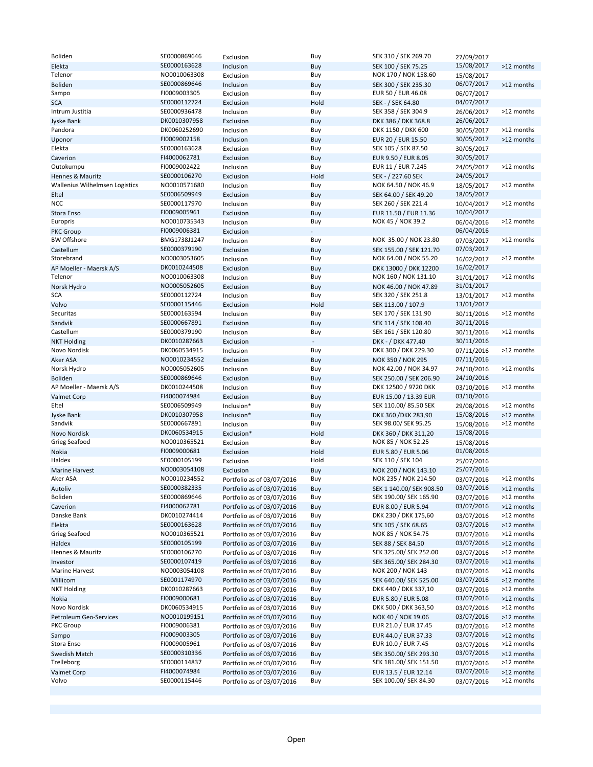| | | | | | | |
|---|---|---|---|---|---|---|
| Boliden | SE0000869646 | Exclusion | Buy | SEK 310 / SEK 269.70 | 27/09/2017 | |
| Elekta | SE0000163628 | Inclusion | Buy | SEK 100 / SEK 75.25 | 15/08/2017 | >12 months |
| Telenor | NO0010063308 | Exclusion | Buy | NOK 170 / NOK 158.60 | 15/08/2017 | |
| Boliden | SE0000869646 | Inclusion | Buy | SEK 300 / SEK 235.30 | 06/07/2017 | >12 months |
| Sampo | FI0009003305 | Exclusion | Buy | EUR 50 / EUR 46.08 | 06/07/2017 | |
| SCA | SE0000112724 | Exclusion | Hold | SEK - / SEK 64.80 | 04/07/2017 | |
| Intrum Justitia | SE0000936478 | Inclusion | Buy | SEK 358 / SEK 304.9 | 26/06/2017 | >12 months |
| Jyske Bank | DK0010307958 | Exclusion | Buy | DKK 386 / DKK 368.8 | 26/06/2017 | |
| Pandora | DK0060252690 | Inclusion | Buy | DKK 1150 / DKK 600 | 30/05/2017 | >12 months |
| Uponor | FI0009002158 | Inclusion | Buy | EUR 20 / EUR 15.50 | 30/05/2017 | >12 months |
| Elekta | SE0000163628 | Exclusion | Buy | SEK 105 / SEK 87.50 | 30/05/2017 | |
| Caverion | FI4000062781 | Exclusion | Buy | EUR 9.50 / EUR 8.05 | 30/05/2017 | |
| Outokumpu | FI0009002422 | Inclusion | Buy | EUR 11 / EUR 7.245 | 24/05/2017 | >12 months |
| Hennes & Mauritz | SE0000106270 | Exclusion | Hold | SEK - / 227.60 SEK | 24/05/2017 | |
| Wallenius Wilhelmsen Logistics | NO0010571680 | Inclusion | Buy | NOK 64.50 / NOK 46.9 | 18/05/2017 | >12 months |
| Eltel | SE0006509949 | Exclusion | Buy | SEK 64.00 / SEK 49.20 | 18/05/2017 | |
| NCC | SE0000117970 | Inclusion | Buy | SEK 260 / SEK 221.4 | 10/04/2017 | >12 months |
| Stora Enso | FI0009005961 | Exclusion | Buy | EUR 11.50 / EUR 11.36 | 10/04/2017 | |
| Europris | NO0010735343 | Inclusion | Buy | NOK 45 / NOK 39.2 | 06/04/2016 | >12 months |
| PKC Group | FI0009006381 | Exclusion | - | | 06/04/2016 | |
| BW Offshore | BMG1738J1247 | Inclusion | Buy | NOK 35.00 / NOK 23.80 | 07/03/2017 | >12 months |
| Castellum | SE0000379190 | Exclusion | Buy | SEK 155.00 / SEK 121.70 | 07/03/2017 | |
| Storebrand | NO0003053605 | Inclusion | Buy | NOK 64.00 / NOK 55.20 | 16/02/2017 | >12 months |
| AP Moeller - Maersk A/S | DK0010244508 | Exclusion | Buy | DKK 13000 / DKK 12200 | 16/02/2017 | |
| Telenor | NO0010063308 | Inclusion | Buy | NOK 160 / NOK 131.10 | 31/01/2017 | >12 months |
| Norsk Hydro | NO0005052605 | Exclusion | Buy | NOK 46.00 / NOK 47.89 | 31/01/2017 | |
| SCA | SE0000112724 | Inclusion | Buy | SEK 320 / SEK 251.8 | 13/01/2017 | >12 months |
| Volvo | SE0000115446 | Exclusion | Hold | SEK 113.00 / 107.9 | 13/01/2017 | |
| Securitas | SE0000163594 | Inclusion | Buy | SEK 170 / SEK 131.90 | 30/11/2016 | >12 months |
| Sandvik | SE0000667891 | Exclusion | Buy | SEK 114 / SEK 108.40 | 30/11/2016 | |
| Castellum | SE0000379190 | Inclusion | Buy | SEK 161 / SEK 120.80 | 30/11/2016 | >12 months |
| NKT Holding | DK0010287663 | Exclusion | - | DKK - / DKK 477.40 | 30/11/2016 | |
| Novo Nordisk | DK0060534915 | Inclusion | Buy | DKK 300 / DKK 229.30 | 07/11/2016 | >12 months |
| Aker ASA | NO0010234552 | Exclusion | Buy | NOK 350 / NOK 295 | 07/11/2016 | |
| Norsk Hydro | NO0005052605 | Inclusion | Buy | NOK 42.00 / NOK 34.97 | 24/10/2016 | >12 months |
| Boliden | SE0000869646 | Exclusion | Buy | SEK 250.00 / SEK 206.90 | 24/10/2016 | |
| AP Moeller - Maersk A/S | DK0010244508 | Inclusion | Buy | DKK 12500 / 9720 DKK | 03/10/2016 | >12 months |
| Valmet Corp | FI4000074984 | Exclusion | Buy | EUR 15.00 / 13.39 EUR | 03/10/2016 | |
| Eltel | SE0006509949 | Inclusion* | Buy | SEK 110.00/ 85.50 SEK | 29/08/2016 | >12 months |
| Jyske Bank | DK0010307958 | Inclusion* | Buy | DKK 360 /DKK 283,90 | 15/08/2016 | >12 months |
| Sandvik | SE0000667891 | Inclusion | Buy | SEK 98.00/ SEK 95.25 | 15/08/2016 | >12 months |
| Novo Nordisk | DK0060534915 | Exclusion* | Hold | DKK 360 / DKK 311,20 | 15/08/2016 | |
| Grieg Seafood | NO0010365521 | Exclusion | Buy | NOK 85 / NOK 52.25 | 15/08/2016 | |
| Nokia | FI0009000681 | Exclusion | Hold | EUR 5.80 / EUR 5.06 | 01/08/2016 | |
| Haldex | SE0000105199 | Exclusion | Hold | SEK 110 / SEK 104 | 25/07/2016 | |
| Marine Harvest | NO0003054108 | Exclusion | Buy | NOK 200 / NOK 143.10 | 25/07/2016 | |
| Aker ASA | NO0010234552 | Portfolio as of 03/07/2016 | Buy | NOK 235 / NOK 214.50 | 03/07/2016 | >12 months |
| Autoliv | SE0000382335 | Portfolio as of 03/07/2016 | Buy | SEK 1 140.00/ SEK 908.50 | 03/07/2016 | >12 months |
| Boliden | SE0000869646 | Portfolio as of 03/07/2016 | Buy | SEK 190.00/ SEK 165.90 | 03/07/2016 | >12 months |
| Caverion | FI4000062781 | Portfolio as of 03/07/2016 | Buy | EUR 8.00 / EUR 5.94 | 03/07/2016 | >12 months |
| Danske Bank | DK0010274414 | Portfolio as of 03/07/2016 | Buy | DKK 230 / DKK 175,60 | 03/07/2016 | >12 months |
| Elekta | SE0000163628 | Portfolio as of 03/07/2016 | Buy | SEK 105 / SEK 68.65 | 03/07/2016 | >12 months |
| Grieg Seafood | NO0010365521 | Portfolio as of 03/07/2016 | Buy | NOK 85 / NOK 54.75 | 03/07/2016 | >12 months |
| Haldex | SE0000105199 | Portfolio as of 03/07/2016 | Buy | SEK 88 / SEK 84.50 | 03/07/2016 | >12 months |
| Hennes & Mauritz | SE0000106270 | Portfolio as of 03/07/2016 | Buy | SEK 325.00/ SEK 252.00 | 03/07/2016 | >12 months |
| Investor | SE0000107419 | Portfolio as of 03/07/2016 | Buy | SEK 365.00/ SEK 284.30 | 03/07/2016 | >12 months |
| Marine Harvest | NO0003054108 | Portfolio as of 03/07/2016 | Buy | NOK 200 / NOK 143 | 03/07/2016 | >12 months |
| Millicom | SE0001174970 | Portfolio as of 03/07/2016 | Buy | SEK 640.00/ SEK 525.00 | 03/07/2016 | >12 months |
| NKT Holding | DK0010287663 | Portfolio as of 03/07/2016 | Buy | DKK 440 / DKK 337,10 | 03/07/2016 | >12 months |
| Nokia | FI0009000681 | Portfolio as of 03/07/2016 | Buy | EUR 5.80 / EUR 5.08 | 03/07/2016 | >12 months |
| Novo Nordisk | DK0060534915 | Portfolio as of 03/07/2016 | Buy | DKK 500 / DKK 363,50 | 03/07/2016 | >12 months |
| Petroleum Geo-Services | NO0010199151 | Portfolio as of 03/07/2016 | Buy | NOK 40 / NOK 19.06 | 03/07/2016 | >12 months |
| PKC Group | FI0009006381 | Portfolio as of 03/07/2016 | Buy | EUR 21.0 / EUR 17.45 | 03/07/2016 | >12 months |
| Sampo | FI0009003305 | Portfolio as of 03/07/2016 | Buy | EUR 44.0 / EUR 37.33 | 03/07/2016 | >12 months |
| Stora Enso | FI0009005961 | Portfolio as of 03/07/2016 | Buy | EUR 10.0 / EUR 7.45 | 03/07/2016 | >12 months |
| Swedish Match | SE0000310336 | Portfolio as of 03/07/2016 | Buy | SEK 350.00/ SEK 293.30 | 03/07/2016 | >12 months |
| Trelleborg | SE0000114837 | Portfolio as of 03/07/2016 | Buy | SEK 181.00/ SEK 151.50 | 03/07/2016 | >12 months |
| Valmet Corp | FI4000074984 | Portfolio as of 03/07/2016 | Buy | EUR 13.5 / EUR 12.14 | 03/07/2016 | >12 months |
| Volvo | SE0000115446 | Portfolio as of 03/07/2016 | Buy | SEK 100.00/ SEK 84.30 | 03/07/2016 | >12 months |

Open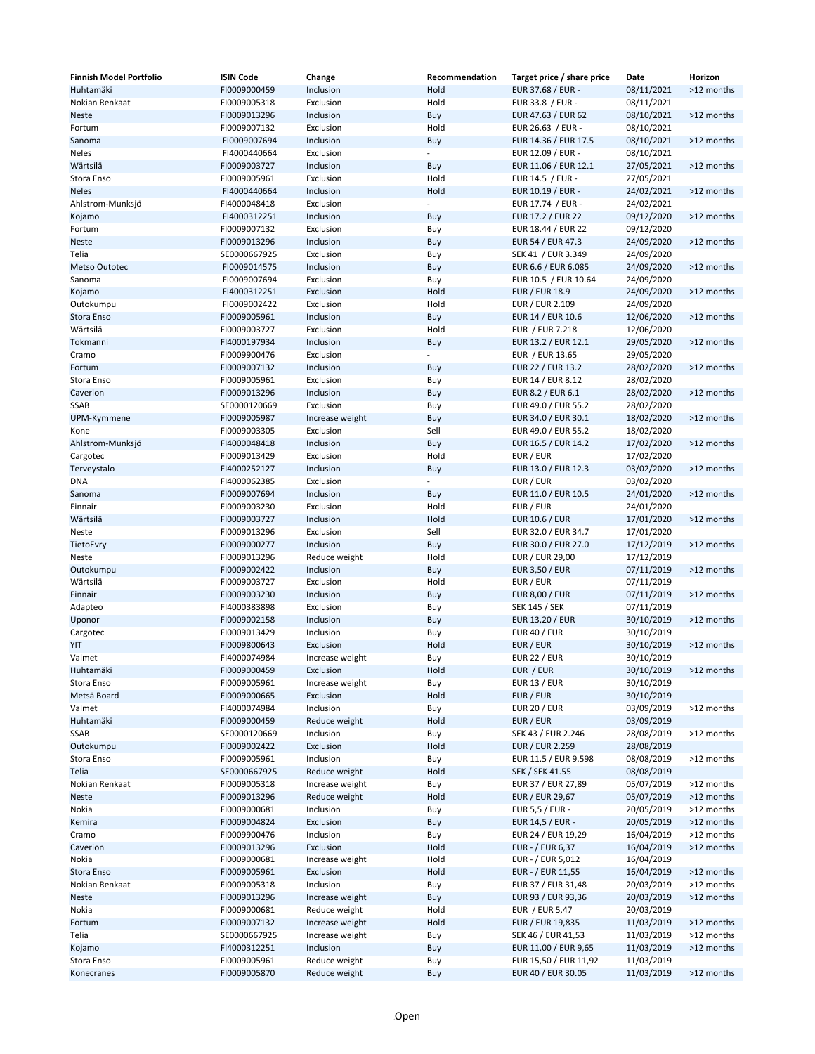| Finnish Model Portfolio | ISIN Code | Change | Recommendation | Target price / share price | Date | Horizon |
|---|---|---|---|---|---|---|
| Huhtamäki | FI0009000459 | Inclusion | Hold | EUR 37.68 / EUR - | 08/11/2021 | >12 months |
| Nokian Renkaat | FI0009005318 | Exclusion | Hold | EUR 33.8 / EUR - | 08/11/2021 | |
| Neste | FI0009013296 | Inclusion | Buy | EUR 47.63 / EUR 62 | 08/10/2021 | >12 months |
| Fortum | FI0009007132 | Exclusion | Hold | EUR 26.63 / EUR - | 08/10/2021 | |
| Sanoma | FI0009007694 | Inclusion | Buy | EUR 14.36 / EUR 17.5 | 08/10/2021 | >12 months |
| Neles | FI4000440664 | Exclusion | - | EUR 12.09 / EUR - | 08/10/2021 | |
| Wärtsilä | FI0009003727 | Inclusion | Buy | EUR 11.06 / EUR 12.1 | 27/05/2021 | >12 months |
| Stora Enso | FI0009005961 | Exclusion | Hold | EUR 14.5 / EUR - | 27/05/2021 | |
| Neles | FI4000440664 | Inclusion | Hold | EUR 10.19 / EUR - | 24/02/2021 | >12 months |
| Ahlstrom-Munksjö | FI4000048418 | Exclusion | - | EUR 17.74 / EUR - | 24/02/2021 | |
| Kojamo | FI4000312251 | Inclusion | Buy | EUR 17.2 / EUR 22 | 09/12/2020 | >12 months |
| Fortum | FI0009007132 | Exclusion | Buy | EUR 18.44 / EUR 22 | 09/12/2020 | |
| Neste | FI0009013296 | Inclusion | Buy | EUR 54 / EUR 47.3 | 24/09/2020 | >12 months |
| Telia | SE0000667925 | Exclusion | Buy | SEK 41 / EUR 3.349 | 24/09/2020 | |
| Metso Outotec | FI0009014575 | Inclusion | Buy | EUR 6.6 / EUR 6.085 | 24/09/2020 | >12 months |
| Sanoma | FI0009007694 | Exclusion | Buy | EUR 10.5 / EUR 10.64 | 24/09/2020 | |
| Kojamo | FI4000312251 | Exclusion | Hold | EUR / EUR 18.9 | 24/09/2020 | >12 months |
| Outokumpu | FI0009002422 | Exclusion | Hold | EUR / EUR 2.109 | 24/09/2020 | |
| Stora Enso | FI0009005961 | Inclusion | Buy | EUR 14 / EUR 10.6 | 12/06/2020 | >12 months |
| Wärtsilä | FI0009003727 | Exclusion | Hold | EUR / EUR 7.218 | 12/06/2020 | |
| Tokmanni | FI4000197934 | Inclusion | Buy | EUR 13.2 / EUR 12.1 | 29/05/2020 | >12 months |
| Cramo | FI0009900476 | Exclusion | - | EUR / EUR 13.65 | 29/05/2020 | |
| Fortum | FI0009007132 | Inclusion | Buy | EUR 22 / EUR 13.2 | 28/02/2020 | >12 months |
| Stora Enso | FI0009005961 | Exclusion | Buy | EUR 14 / EUR 8.12 | 28/02/2020 | |
| Caverion | FI0009013296 | Inclusion | Buy | EUR 8.2 / EUR 6.1 | 28/02/2020 | >12 months |
| SSAB | SE0000120669 | Exclusion | Buy | EUR 49.0 / EUR 55.2 | 28/02/2020 | |
| UPM-Kymmene | FI0009005987 | Increase weight | Buy | EUR 34.0 / EUR 30.1 | 18/02/2020 | >12 months |
| Kone | FI0009003305 | Exclusion | Sell | EUR 49.0 / EUR 55.2 | 18/02/2020 | |
| Ahlstrom-Munksjö | FI4000048418 | Inclusion | Buy | EUR 16.5 / EUR 14.2 | 17/02/2020 | >12 months |
| Cargotec | FI0009013429 | Exclusion | Hold | EUR / EUR | 17/02/2020 | |
| Terveystalo | FI4000252127 | Inclusion | Buy | EUR 13.0 / EUR 12.3 | 03/02/2020 | >12 months |
| DNA | FI4000062385 | Exclusion | - | EUR / EUR | 03/02/2020 | |
| Sanoma | FI0009007694 | Inclusion | Buy | EUR 11.0 / EUR 10.5 | 24/01/2020 | >12 months |
| Finnair | FI0009003230 | Exclusion | Hold | EUR / EUR | 24/01/2020 | |
| Wärtsilä | FI0009003727 | Inclusion | Hold | EUR 10.6 / EUR | 17/01/2020 | >12 months |
| Neste | FI0009013296 | Exclusion | Sell | EUR 32.0 / EUR 34.7 | 17/01/2020 | |
| TietoEvry | FI0009000277 | Inclusion | Buy | EUR 30.0 / EUR 27.0 | 17/12/2019 | >12 months |
| Neste | FI0009013296 | Reduce weight | Hold | EUR / EUR 29,00 | 17/12/2019 | |
| Outokumpu | FI0009002422 | Inclusion | Buy | EUR 3,50 / EUR | 07/11/2019 | >12 months |
| Wärtsilä | FI0009003727 | Exclusion | Hold | EUR / EUR | 07/11/2019 | |
| Finnair | FI0009003230 | Inclusion | Buy | EUR 8,00 / EUR | 07/11/2019 | >12 months |
| Adapteo | FI4000383898 | Exclusion | Buy | SEK 145 / SEK | 07/11/2019 | |
| Uponor | FI0009002158 | Inclusion | Buy | EUR 13,20 / EUR | 30/10/2019 | >12 months |
| Cargotec | FI0009013429 | Inclusion | Buy | EUR 40 / EUR | 30/10/2019 | |
| YIT | FI0009800643 | Exclusion | Hold | EUR / EUR | 30/10/2019 | >12 months |
| Valmet | FI4000074984 | Increase weight | Buy | EUR 22 / EUR | 30/10/2019 | |
| Huhtamäki | FI0009000459 | Exclusion | Hold | EUR / EUR | 30/10/2019 | >12 months |
| Stora Enso | FI0009005961 | Increase weight | Buy | EUR 13 / EUR | 30/10/2019 | |
| Metsä Board | FI0009000665 | Exclusion | Hold | EUR / EUR | 30/10/2019 | |
| Valmet | FI4000074984 | Inclusion | Buy | EUR 20 / EUR | 03/09/2019 | >12 months |
| Huhtamäki | FI0009000459 | Reduce weight | Hold | EUR / EUR | 03/09/2019 | |
| SSAB | SE0000120669 | Inclusion | Buy | SEK 43 / EUR 2.246 | 28/08/2019 | >12 months |
| Outokumpu | FI0009002422 | Exclusion | Hold | EUR / EUR 2.259 | 28/08/2019 | |
| Stora Enso | FI0009005961 | Inclusion | Buy | EUR 11.5 / EUR 9.598 | 08/08/2019 | >12 months |
| Telia | SE0000667925 | Reduce weight | Hold | SEK / SEK 41.55 | 08/08/2019 | |
| Nokian Renkaat | FI0009005318 | Increase weight | Buy | EUR 37 / EUR 27,89 | 05/07/2019 | >12 months |
| Neste | FI0009013296 | Reduce weight | Hold | EUR / EUR 29,67 | 05/07/2019 | >12 months |
| Nokia | FI0009000681 | Inclusion | Buy | EUR 5,5 / EUR - | 20/05/2019 | >12 months |
| Kemira | FI0009004824 | Exclusion | Buy | EUR 14,5 / EUR - | 20/05/2019 | >12 months |
| Cramo | FI0009900476 | Inclusion | Buy | EUR 24 / EUR 19,29 | 16/04/2019 | >12 months |
| Caverion | FI0009013296 | Exclusion | Hold | EUR - / EUR 6,37 | 16/04/2019 | >12 months |
| Nokia | FI0009000681 | Increase weight | Hold | EUR - / EUR 5,012 | 16/04/2019 | |
| Stora Enso | FI0009005961 | Exclusion | Hold | EUR - / EUR 11,55 | 16/04/2019 | >12 months |
| Nokian Renkaat | FI0009005318 | Inclusion | Buy | EUR 37 / EUR 31,48 | 20/03/2019 | >12 months |
| Neste | FI0009013296 | Increase weight | Buy | EUR 93 / EUR 93,36 | 20/03/2019 | >12 months |
| Nokia | FI0009000681 | Reduce weight | Hold | EUR / EUR 5,47 | 20/03/2019 | |
| Fortum | FI0009007132 | Increase weight | Hold | EUR / EUR 19,835 | 11/03/2019 | >12 months |
| Telia | SE0000667925 | Increase weight | Buy | SEK 46 / EUR 41,53 | 11/03/2019 | >12 months |
| Kojamo | FI4000312251 | Inclusion | Buy | EUR 11,00 / EUR 9,65 | 11/03/2019 | >12 months |
| Stora Enso | FI0009005961 | Reduce weight | Buy | EUR 15,50 / EUR 11,92 | 11/03/2019 | |
| Konecranes | FI0009005870 | Reduce weight | Buy | EUR 40 / EUR 30.05 | 11/03/2019 | >12 months |

Open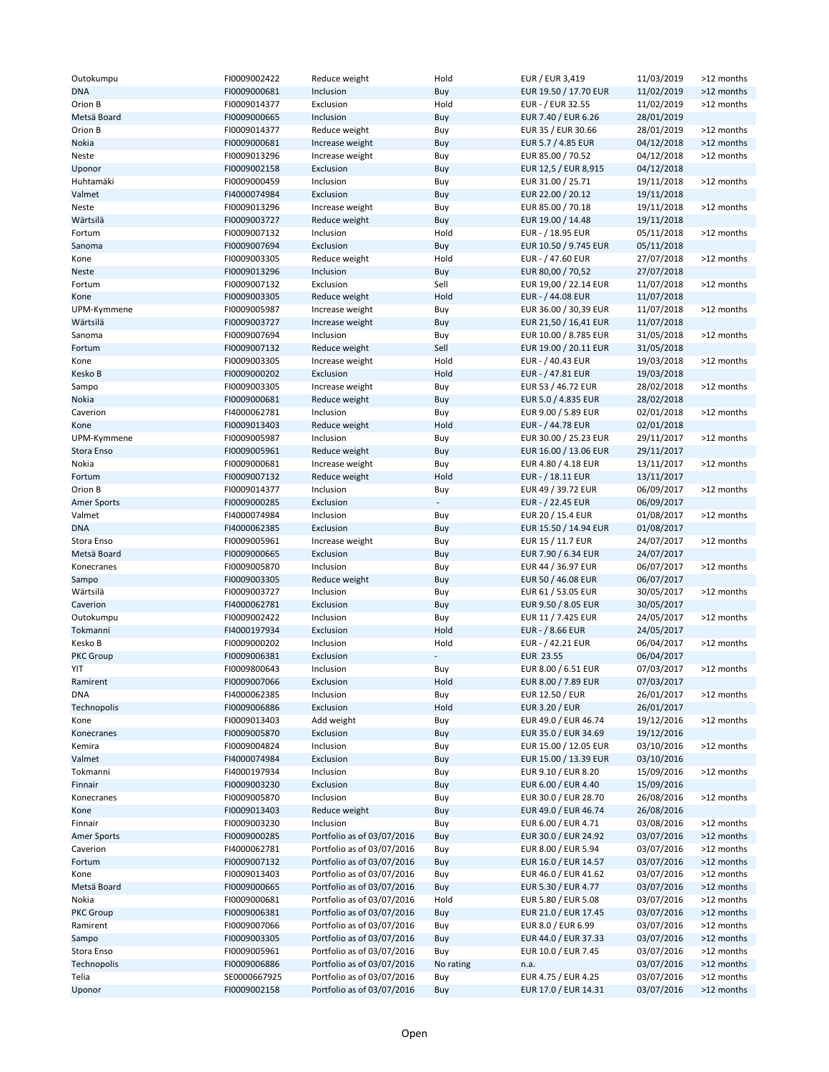| | | | | | | |
|---|---|---|---|---|---|---|
| Outokumpu | FI0009002422 | Reduce weight | Hold | EUR / EUR 3,419 | 11/03/2019 | >12 months |
| DNA | FI0009000681 | Inclusion | Buy | EUR 19.50 / 17.70 EUR | 11/02/2019 | >12 months |
| Orion B | FI0009014377 | Exclusion | Hold | EUR - / EUR 32.55 | 11/02/2019 | >12 months |
| Metsä Board | FI0009000665 | Inclusion | Buy | EUR 7.40 / EUR 6.26 | 28/01/2019 | |
| Orion B | FI0009014377 | Reduce weight | Buy | EUR 35 / EUR 30.66 | 28/01/2019 | >12 months |
| Nokia | FI0009000681 | Increase weight | Buy | EUR 5.7 / 4.85 EUR | 04/12/2018 | >12 months |
| Neste | FI0009013296 | Increase weight | Buy | EUR 85.00 / 70.52 | 04/12/2018 | >12 months |
| Uponor | FI0009002158 | Exclusion | Buy | EUR 12,5 / EUR 8,915 | 04/12/2018 | |
| Huhtamäki | FI0009000459 | Inclusion | Buy | EUR 31.00 / 25.71 | 19/11/2018 | >12 months |
| Valmet | FI4000074984 | Exclusion | Buy | EUR 22.00 / 20.12 | 19/11/2018 | |
| Neste | FI0009013296 | Increase weight | Buy | EUR 85.00 / 70.18 | 19/11/2018 | >12 months |
| Wärtsilä | FI0009003727 | Reduce weight | Buy | EUR 19.00 / 14.48 | 19/11/2018 | |
| Fortum | FI0009007132 | Inclusion | Hold | EUR - / 18.95 EUR | 05/11/2018 | >12 months |
| Sanoma | FI0009007694 | Exclusion | Buy | EUR 10.50 / 9.745 EUR | 05/11/2018 | |
| Kone | FI0009003305 | Reduce weight | Hold | EUR - / 47.60 EUR | 27/07/2018 | >12 months |
| Neste | FI0009013296 | Inclusion | Buy | EUR 80,00 / 70,52 | 27/07/2018 | |
| Fortum | FI0009007132 | Exclusion | Sell | EUR 19,00 / 22.14 EUR | 11/07/2018 | >12 months |
| Kone | FI0009003305 | Reduce weight | Hold | EUR - / 44.08 EUR | 11/07/2018 | |
| UPM-Kymmene | FI0009005987 | Increase weight | Buy | EUR 36.00 / 30,39 EUR | 11/07/2018 | >12 months |
| Wärtsilä | FI0009003727 | Increase weight | Buy | EUR 21,50 / 16,41 EUR | 11/07/2018 | |
| Sanoma | FI0009007694 | Inclusion | Buy | EUR 10.00 / 8.785 EUR | 31/05/2018 | >12 months |
| Fortum | FI0009007132 | Reduce weight | Sell | EUR 19.00 / 20.11 EUR | 31/05/2018 | |
| Kone | FI0009003305 | Increase weight | Hold | EUR - / 40.43 EUR | 19/03/2018 | >12 months |
| Kesko B | FI0009000202 | Exclusion | Hold | EUR - / 47.81 EUR | 19/03/2018 | |
| Sampo | FI0009003305 | Increase weight | Buy | EUR 53 / 46.72 EUR | 28/02/2018 | >12 months |
| Nokia | FI0009000681 | Reduce weight | Buy | EUR 5.0 / 4.835 EUR | 28/02/2018 | |
| Caverion | FI4000062781 | Inclusion | Buy | EUR 9.00 / 5.89 EUR | 02/01/2018 | >12 months |
| Kone | FI0009013403 | Reduce weight | Hold | EUR - / 44.78 EUR | 02/01/2018 | |
| UPM-Kymmene | FI0009005987 | Inclusion | Buy | EUR 30.00 / 25.23 EUR | 29/11/2017 | >12 months |
| Stora Enso | FI0009005961 | Reduce weight | Buy | EUR 16.00 / 13.06 EUR | 29/11/2017 | |
| Nokia | FI0009000681 | Increase weight | Buy | EUR 4.80 / 4.18 EUR | 13/11/2017 | >12 months |
| Fortum | FI0009007132 | Reduce weight | Hold | EUR - / 18.11 EUR | 13/11/2017 | |
| Orion B | FI0009014377 | Inclusion | Buy | EUR 49 / 39.72 EUR | 06/09/2017 | >12 months |
| Amer Sports | FI0009000285 | Exclusion | - | EUR - / 22.45 EUR | 06/09/2017 | |
| Valmet | FI4000074984 | Inclusion | Buy | EUR 20 / 15.4 EUR | 01/08/2017 | >12 months |
| DNA | FI4000062385 | Exclusion | Buy | EUR 15.50 / 14.94 EUR | 01/08/2017 | |
| Stora Enso | FI0009005961 | Increase weight | Buy | EUR 15 / 11.7 EUR | 24/07/2017 | >12 months |
| Metsä Board | FI0009000665 | Exclusion | Buy | EUR 7.90 / 6.34 EUR | 24/07/2017 | |
| Konecranes | FI0009005870 | Inclusion | Buy | EUR 44 / 36.97 EUR | 06/07/2017 | >12 months |
| Sampo | FI0009003305 | Reduce weight | Buy | EUR 50 / 46.08 EUR | 06/07/2017 | |
| Wärtsilä | FI0009003727 | Inclusion | Buy | EUR 61 / 53.05 EUR | 30/05/2017 | >12 months |
| Caverion | FI4000062781 | Exclusion | Buy | EUR 9.50 / 8.05 EUR | 30/05/2017 | |
| Outokumpu | FI0009002422 | Inclusion | Buy | EUR 11 / 7.425 EUR | 24/05/2017 | >12 months |
| Tokmanni | FI4000197934 | Exclusion | Hold | EUR - / 8.66 EUR | 24/05/2017 | |
| Kesko B | FI0009000202 | Inclusion | Hold | EUR - / 42.21 EUR | 06/04/2017 | >12 months |
| PKC Group | FI0009006381 | Exclusion | - | EUR 23.55 | 06/04/2017 | |
| YIT | FI0009800643 | Inclusion | Buy | EUR 8.00 / 6.51 EUR | 07/03/2017 | >12 months |
| Ramirent | FI0009007066 | Exclusion | Hold | EUR 8.00 / 7.89 EUR | 07/03/2017 | |
| DNA | FI4000062385 | Inclusion | Buy | EUR 12.50 / EUR | 26/01/2017 | >12 months |
| Technopolis | FI0009006886 | Exclusion | Hold | EUR 3.20 / EUR | 26/01/2017 | |
| Kone | FI0009013403 | Add weight | Buy | EUR 49.0 / EUR 46.74 | 19/12/2016 | >12 months |
| Konecranes | FI0009005870 | Exclusion | Buy | EUR 35.0 / EUR 34.69 | 19/12/2016 | |
| Kemira | FI0009004824 | Inclusion | Buy | EUR 15.00 / 12.05 EUR | 03/10/2016 | >12 months |
| Valmet | FI4000074984 | Exclusion | Buy | EUR 15.00 / 13.39 EUR | 03/10/2016 | |
| Tokmanni | FI4000197934 | Inclusion | Buy | EUR 9.10 / EUR 8.20 | 15/09/2016 | >12 months |
| Finnair | FI0009003230 | Exclusion | Buy | EUR 6.00 / EUR 4.40 | 15/09/2016 | |
| Konecranes | FI0009005870 | Inclusion | Buy | EUR 30.0 / EUR 28.70 | 26/08/2016 | >12 months |
| Kone | FI0009013403 | Reduce weight | Buy | EUR 49.0 / EUR 46.74 | 26/08/2016 | |
| Finnair | FI0009003230 | Inclusion | Buy | EUR 6.00 / EUR 4.71 | 03/08/2016 | >12 months |
| Amer Sports | FI0009000285 | Portfolio as of 03/07/2016 | Buy | EUR 30.0 / EUR 24.92 | 03/07/2016 | >12 months |
| Caverion | FI4000062781 | Portfolio as of 03/07/2016 | Buy | EUR 8.00 / EUR 5.94 | 03/07/2016 | >12 months |
| Fortum | FI0009007132 | Portfolio as of 03/07/2016 | Buy | EUR 16.0 / EUR 14.57 | 03/07/2016 | >12 months |
| Kone | FI0009013403 | Portfolio as of 03/07/2016 | Buy | EUR 46.0 / EUR 41.62 | 03/07/2016 | >12 months |
| Metsä Board | FI0009000665 | Portfolio as of 03/07/2016 | Buy | EUR 5.30 / EUR 4.77 | 03/07/2016 | >12 months |
| Nokia | FI0009000681 | Portfolio as of 03/07/2016 | Hold | EUR 5.80 / EUR 5.08 | 03/07/2016 | >12 months |
| PKC Group | FI0009006381 | Portfolio as of 03/07/2016 | Buy | EUR 21.0 / EUR 17.45 | 03/07/2016 | >12 months |
| Ramirent | FI0009007066 | Portfolio as of 03/07/2016 | Buy | EUR 8.0 / EUR 6.99 | 03/07/2016 | >12 months |
| Sampo | FI0009003305 | Portfolio as of 03/07/2016 | Buy | EUR 44.0 / EUR 37.33 | 03/07/2016 | >12 months |
| Stora Enso | FI0009005961 | Portfolio as of 03/07/2016 | Buy | EUR 10.0 / EUR 7.45 | 03/07/2016 | >12 months |
| Technopolis | FI0009006886 | Portfolio as of 03/07/2016 | No rating | n.a. | 03/07/2016 | >12 months |
| Telia | SE0000667925 | Portfolio as of 03/07/2016 | Buy | EUR 4.75 / EUR 4.25 | 03/07/2016 | >12 months |
| Uponor | FI0009002158 | Portfolio as of 03/07/2016 | Buy | EUR 17.0 / EUR 14.31 | 03/07/2016 | >12 months |

Open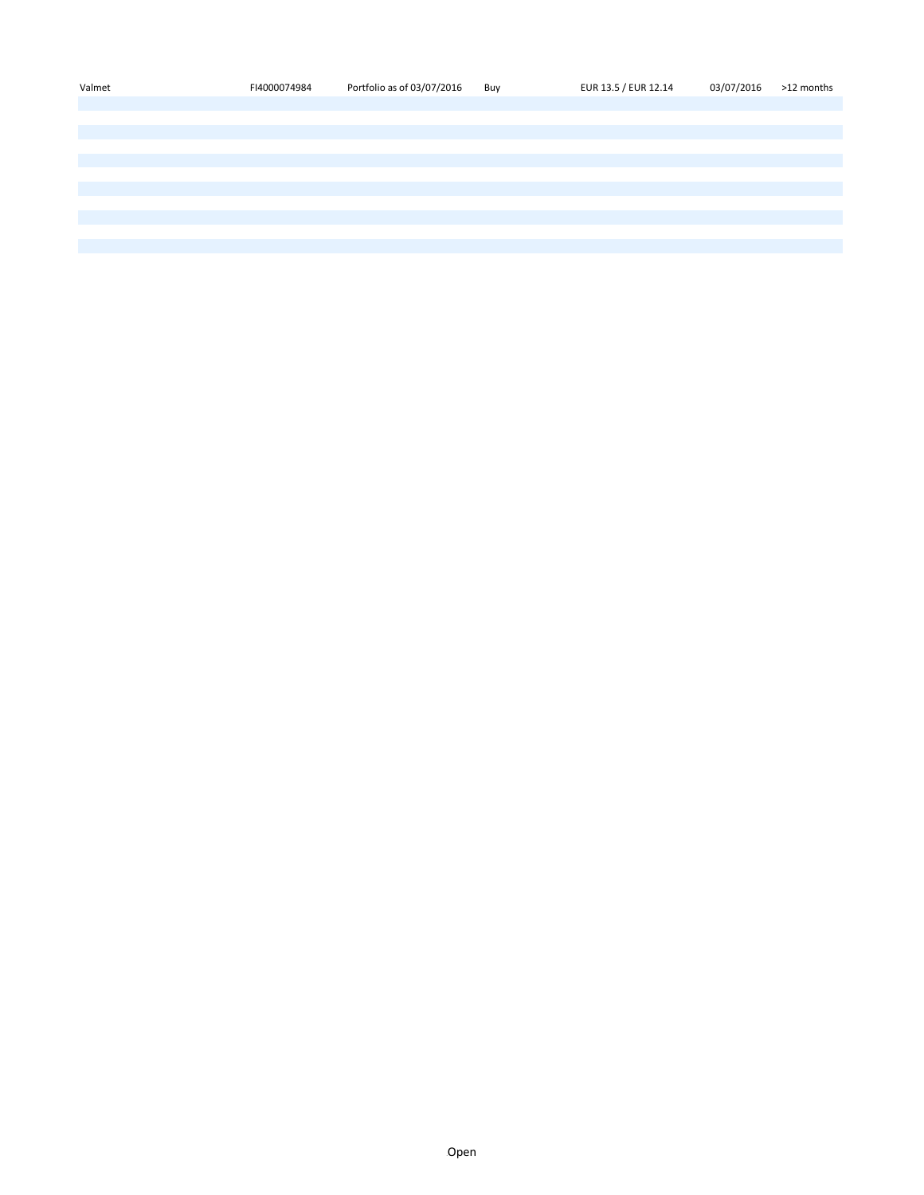| Valmet | FI4000074984 | Portfolio as of 03/07/2016 | Buy | EUR 13.5 / EUR 12.14 | 03/07/2016 | >12 months |
|---|---|---|---|---|---|---|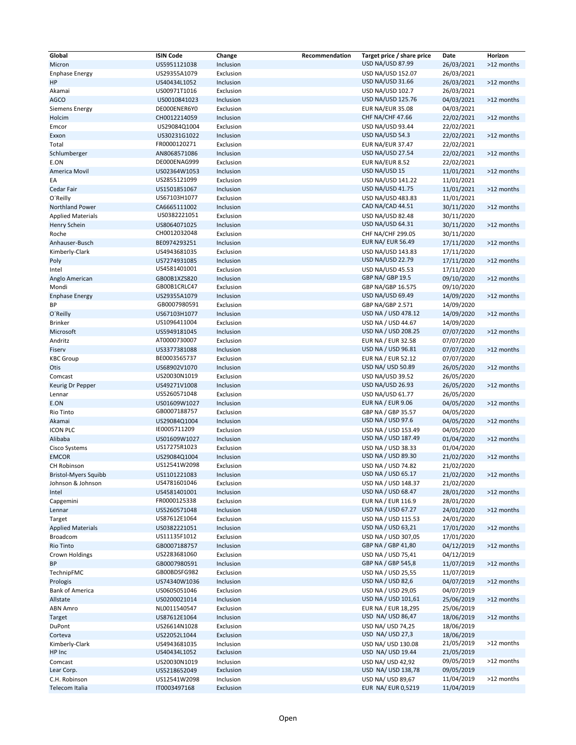| Global | ISIN Code | Change | Recommendation | Target price / share price | Date | Horizon |
|---|---|---|---|---|---|---|
| Micron | US5951121038 | Inclusion | | USD NA/USD 87.99 | 26/03/2021 | >12 months |
| Enphase Energy | US29355A1079 | Exclusion | | USD NA/USD 152.07 | 26/03/2021 | |
| HP | US40434L1052 | Inclusion | | USD NA/USD 31.66 | 26/03/2021 | >12 months |
| Akamai | US00971T1016 | Exclusion | | USD NA/USD 102.7 | 26/03/2021 | |
| AGCO | US0010841023 | Inclusion | | USD NA/USD 125.76 | 04/03/2021 | >12 months |
| Siemens Energy | DE000ENER6Y0 | Exclusion | | EUR NA/EUR 35.08 | 04/03/2021 | |
| Holcim | CH0012214059 | Inclusion | | CHF NA/CHF 47.66 | 22/02/2021 | >12 months |
| Emcor | US29084Q1004 | Exclusion | | USD NA/USD 93.44 | 22/02/2021 | |
| Exxon | US30231G1022 | Inclusion | | USD NA/USD 54.3 | 22/02/2021 | >12 months |
| Total | FR0000120271 | Exclusion | | EUR NA/EUR 37.47 | 22/02/2021 | |
| Schlumberger | AN8068571086 | Inclusion | | USD NA/USD 27.54 | 22/02/2021 | >12 months |
| E.ON | DE000ENAG999 | Exclusion | | EUR NA/EUR 8.52 | 22/02/2021 | |
| America Movil | US02364W1053 | Inclusion | | USD NA/USD 15 | 11/01/2021 | >12 months |
| EA | US2855121099 | Exclusion | | USD NA/USD 141.22 | 11/01/2021 | |
| Cedar Fair | US1501851067 | Inclusion | | USD NA/USD 41.75 | 11/01/2021 | >12 months |
| O´Reilly | US67103H1077 | Exclusion | | USD NA/USD 483.83 | 11/01/2021 | |
| Northland Power | CA6665111002 | Inclusion | | CAD NA/CAD 44.51 | 30/11/2020 | >12 months |
| Applied Materials | US0382221051 | Exclusion | | USD NA/USD 82.48 | 30/11/2020 | |
| Henry Schein | US8064071025 | Inclusion | | USD NA/USD 64.31 | 30/11/2020 | >12 months |
| Roche | CH0012032048 | Exclusion | | CHF NA/CHF 299.05 | 30/11/2020 | |
| Anhauser-Busch | BE0974293251 | Inclusion | | EUR NA/ EUR 56.49 | 17/11/2020 | >12 months |
| Kimberly-Clark | US4943681035 | Exclusion | | USD NA/USD 143.83 | 17/11/2020 | |
| Poly | US7274931085 | Inclusion | | USD NA/USD 22.79 | 17/11/2020 | >12 months |
| Intel | US4581401001 | Exclusion | | USD NA/USD 45.53 | 17/11/2020 | |
| Anglo American | GB00B1XZS820 | Inclusion | | GBP NA/ GBP 19.5 | 09/10/2020 | >12 months |
| Mondi | GB00B1CRLC47 | Exclusion | | GBP NA/GBP 16.575 | 09/10/2020 | |
| Enphase Energy | US29355A1079 | Inclusion | | USD NA/USD 69.49 | 14/09/2020 | >12 months |
| BP | GB0007980591 | Exclusion | | GBP NA/GBP 2.571 | 14/09/2020 | |
| O´Reilly | US67103H1077 | Inclusion | | USD NA / USD 478.12 | 14/09/2020 | >12 months |
| Brinker | US1096411004 | Exclusion | | USD NA / USD 44.67 | 14/09/2020 | |
| Microsoft | US5949181045 | Inclusion | | USD NA / USD 208.25 | 07/07/2020 | >12 months |
| Andritz | AT0000730007 | Exclusion | | EUR NA / EUR 32.58 | 07/07/2020 | |
| Fiserv | US3377381088 | Inclusion | | USD NA / USD 96.81 | 07/07/2020 | >12 months |
| KBC Group | BE0003565737 | Exclusion | | EUR NA / EUR 52.12 | 07/07/2020 | |
| Otis | US68902V1070 | Inclusion | | USD NA/ USD 50.89 | 26/05/2020 | >12 months |
| Comcast | US20030N1019 | Exclusion | | USD NA/USD 39.52 | 26/05/2020 | |
| Keurig Dr Pepper | US49271V1008 | Inclusion | | USD NA/USD 26.93 | 26/05/2020 | >12 months |
| Lennar | US5260571048 | Exclusion | | USD NA/USD 61.77 | 26/05/2020 | |
| E.ON | US01609W1027 | Inclusion | | EUR NA / EUR 9.06 | 04/05/2020 | >12 months |
| Rio Tinto | GB0007188757 | Exclusion | | GBP NA / GBP 35.57 | 04/05/2020 | |
| Akamai | US29084Q1004 | Inclusion | | USD NA / USD 97.6 | 04/05/2020 | >12 months |
| ICON PLC | IE0005711209 | Exclusion | | USD NA / USD 153.49 | 04/05/2020 | |
| Alibaba | US01609W1027 | Inclusion | | USD NA / USD 187.49 | 01/04/2020 | >12 months |
| Cisco Systems | US17275R1023 | Exclusion | | USD NA / USD 38.33 | 01/04/2020 | |
| EMCOR | US29084Q1004 | Inclusion | | USD NA / USD 89.30 | 21/02/2020 | >12 months |
| CH Robinson | US12541W2098 | Exclusion | | USD NA / USD 74.82 | 21/02/2020 | |
| Bristol-Myers Squibb | US1101221083 | Inclusion | | USD NA / USD 65.17 | 21/02/2020 | >12 months |
| Johnson & Johnson | US4781601046 | Exclusion | | USD NA / USD 148.37 | 21/02/2020 | |
| Intel | US4581401001 | Inclusion | | USD NA / USD 68.47 | 28/01/2020 | >12 months |
| Capgemini | FR0000125338 | Exclusion | | EUR NA / EUR 116.9 | 28/01/2020 | |
| Lennar | US5260571048 | Inclusion | | USD NA / USD 67.27 | 24/01/2020 | >12 months |
| Target | US87612E1064 | Exclusion | | USD NA / USD 115.53 | 24/01/2020 | |
| Applied Materials | US0382221051 | Inclusion | | USD NA / USD 63,21 | 17/01/2020 | >12 months |
| Broadcom | US11135F1012 | Exclusion | | USD NA / USD 307,05 | 17/01/2020 | |
| Rio Tinto | GB0007188757 | Inclusion | | GBP NA / GBP 41,80 | 04/12/2019 | >12 months |
| Crown Holdings | US2283681060 | Exclusion | | USD NA / USD 75,41 | 04/12/2019 | |
| BP | GB0007980591 | Inclusion | | GBP NA / GBP 545,8 | 11/07/2019 | >12 months |
| TechnipFMC | GB00BDSFG982 | Exclusion | | USD NA / USD 25,55 | 11/07/2019 | |
| Prologis | US74340W1036 | Inclusion | | USD NA / USD 82,6 | 04/07/2019 | >12 months |
| Bank of America | US0605051046 | Exclusion | | USD NA / USD 29,05 | 04/07/2019 | |
| Allstate | US0200021014 | Inclusion | | USD NA / USD 101,61 | 25/06/2019 | >12 months |
| ABN Amro | NL0011540547 | Exclusion | | EUR NA / EUR 18,295 | 25/06/2019 | |
| Target | US87612E1064 | Inclusion | | USD NA/ USD 86,47 | 18/06/2019 | >12 months |
| DuPont | US26614N1028 | Exclusion | | USD NA/ USD 74,25 | 18/06/2019 | |
| Corteva | US22052L1044 | Exclusion | | USD NA/ USD 27,3 | 18/06/2019 | |
| Kimberly-Clark | US4943681035 | Inclusion | | USD NA/ USD 130.08 | 21/05/2019 | >12 months |
| HP Inc | US40434L1052 | Exclusion | | USD NA/ USD 19.44 | 21/05/2019 | |
| Comcast | US20030N1019 | Inclusion | | USD NA/ USD 42,92 | 09/05/2019 | >12 months |
| Lear Corp. | US5218652049 | Exclusion | | USD NA/ USD 138,78 | 09/05/2019 | |
| C.H. Robinson | US12541W2098 | Inclusion | | USD NA/ USD 89,67 | 11/04/2019 | >12 months |
| Telecom Italia | IT0003497168 | Exclusion | | EUR NA/ EUR 0,5219 | 11/04/2019 | |

Open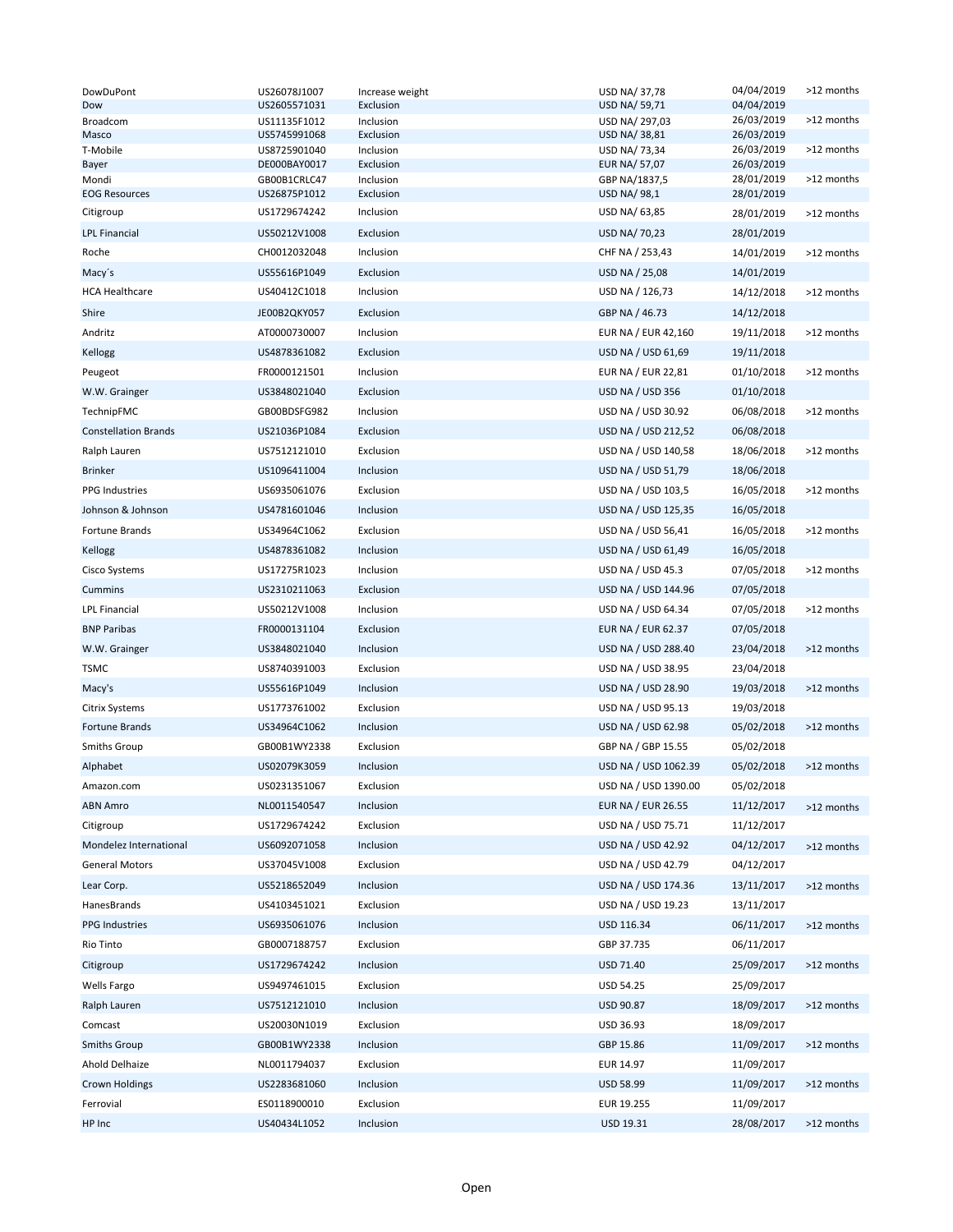| | | | | | |
|---|---|---|---|---|---|
| DowDuPont | US26078J1007 | Increase weight | USD NA/ 37,78 | 04/04/2019 | >12 months |
| Dow | US2605571031 | Exclusion | USD NA/ 59,71 | 04/04/2019 | |
| Broadcom | US11135F1012 | Inclusion | USD NA/ 297,03 | 26/03/2019 | >12 months |
| Masco | US5745991068 | Exclusion | USD NA/ 38,81 | 26/03/2019 | |
| T-Mobile | US8725901040 | Inclusion | USD NA/ 73,34 | 26/03/2019 | >12 months |
| Bayer | DE000BAY0017 | Exclusion | EUR NA/ 57,07 | 26/03/2019 | |
| Mondi | GB00B1CRLC47 | Inclusion | GBP NA/1837,5 | 28/01/2019 | >12 months |
| EOG Resources | US26875P1012 | Exclusion | USD NA/ 98,1 | 28/01/2019 | |
| Citigroup | US1729674242 | Inclusion | USD NA/ 63,85 | 28/01/2019 | >12 months |
| LPL Financial | US50212V1008 | Exclusion | USD NA/ 70,23 | 28/01/2019 | |
| Roche | CH0012032048 | Inclusion | CHF NA / 253,43 | 14/01/2019 | >12 months |
| Macy´s | US55616P1049 | Exclusion | USD NA / 25,08 | 14/01/2019 | |
| HCA Healthcare | US40412C1018 | Inclusion | USD NA / 126,73 | 14/12/2018 | >12 months |
| Shire | JE00B2QKY057 | Exclusion | GBP NA / 46.73 | 14/12/2018 | |
| Andritz | AT0000730007 | Inclusion | EUR NA / EUR 42,160 | 19/11/2018 | >12 months |
| Kellogg | US4878361082 | Exclusion | USD NA / USD 61,69 | 19/11/2018 | |
| Peugeot | FR0000121501 | Inclusion | EUR NA / EUR 22,81 | 01/10/2018 | >12 months |
| W.W. Grainger | US3848021040 | Exclusion | USD NA / USD 356 | 01/10/2018 | |
| TechnipFMC | GB00BDSFG982 | Inclusion | USD NA / USD 30.92 | 06/08/2018 | >12 months |
| Constellation Brands | US21036P1084 | Exclusion | USD NA / USD 212,52 | 06/08/2018 | |
| Ralph Lauren | US7512121010 | Exclusion | USD NA / USD 140,58 | 18/06/2018 | >12 months |
| Brinker | US1096411004 | Inclusion | USD NA / USD 51,79 | 18/06/2018 | |
| PPG Industries | US6935061076 | Exclusion | USD NA / USD 103,5 | 16/05/2018 | >12 months |
| Johnson & Johnson | US4781601046 | Inclusion | USD NA / USD 125,35 | 16/05/2018 | |
| Fortune Brands | US34964C1062 | Exclusion | USD NA / USD 56,41 | 16/05/2018 | >12 months |
| Kellogg | US4878361082 | Inclusion | USD NA / USD 61,49 | 16/05/2018 | |
| Cisco Systems | US17275R1023 | Inclusion | USD NA / USD 45.3 | 07/05/2018 | >12 months |
| Cummins | US2310211063 | Exclusion | USD NA / USD 144.96 | 07/05/2018 | |
| LPL Financial | US50212V1008 | Inclusion | USD NA / USD 64.34 | 07/05/2018 | >12 months |
| BNP Paribas | FR0000131104 | Exclusion | EUR NA / EUR 62.37 | 07/05/2018 | |
| W.W. Grainger | US3848021040 | Inclusion | USD NA / USD 288.40 | 23/04/2018 | >12 months |
| TSMC | US8740391003 | Exclusion | USD NA / USD 38.95 | 23/04/2018 | |
| Macy's | US55616P1049 | Inclusion | USD NA / USD 28.90 | 19/03/2018 | >12 months |
| Citrix Systems | US1773761002 | Exclusion | USD NA / USD 95.13 | 19/03/2018 | |
| Fortune Brands | US34964C1062 | Inclusion | USD NA / USD 62.98 | 05/02/2018 | >12 months |
| Smiths Group | GB00B1WY2338 | Exclusion | GBP NA / GBP 15.55 | 05/02/2018 | |
| Alphabet | US02079K3059 | Inclusion | USD NA / USD 1062.39 | 05/02/2018 | >12 months |
| Amazon.com | US0231351067 | Exclusion | USD NA / USD 1390.00 | 05/02/2018 | |
| ABN Amro | NL0011540547 | Inclusion | EUR NA / EUR 26.55 | 11/12/2017 | >12 months |
| Citigroup | US1729674242 | Exclusion | USD NA / USD 75.71 | 11/12/2017 | |
| Mondelez International | US6092071058 | Inclusion | USD NA / USD 42.92 | 04/12/2017 | >12 months |
| General Motors | US37045V1008 | Exclusion | USD NA / USD 42.79 | 04/12/2017 | |
| Lear Corp. | US5218652049 | Inclusion | USD NA / USD 174.36 | 13/11/2017 | >12 months |
| HanesBrands | US4103451021 | Exclusion | USD NA / USD 19.23 | 13/11/2017 | |
| PPG Industries | US6935061076 | Inclusion | USD 116.34 | 06/11/2017 | >12 months |
| Rio Tinto | GB0007188757 | Exclusion | GBP 37.735 | 06/11/2017 | |
| Citigroup | US1729674242 | Inclusion | USD 71.40 | 25/09/2017 | >12 months |
| Wells Fargo | US9497461015 | Exclusion | USD 54.25 | 25/09/2017 | |
| Ralph Lauren | US7512121010 | Inclusion | USD 90.87 | 18/09/2017 | >12 months |
| Comcast | US20030N1019 | Exclusion | USD 36.93 | 18/09/2017 | |
| Smiths Group | GB00B1WY2338 | Inclusion | GBP 15.86 | 11/09/2017 | >12 months |
| Ahold Delhaize | NL0011794037 | Exclusion | EUR 14.97 | 11/09/2017 | |
| Crown Holdings | US2283681060 | Inclusion | USD 58.99 | 11/09/2017 | >12 months |
| Ferrovial | ES0118900010 | Exclusion | EUR 19.255 | 11/09/2017 | |
| HP Inc | US40434L1052 | Inclusion | USD 19.31 | 28/08/2017 | >12 months |

Open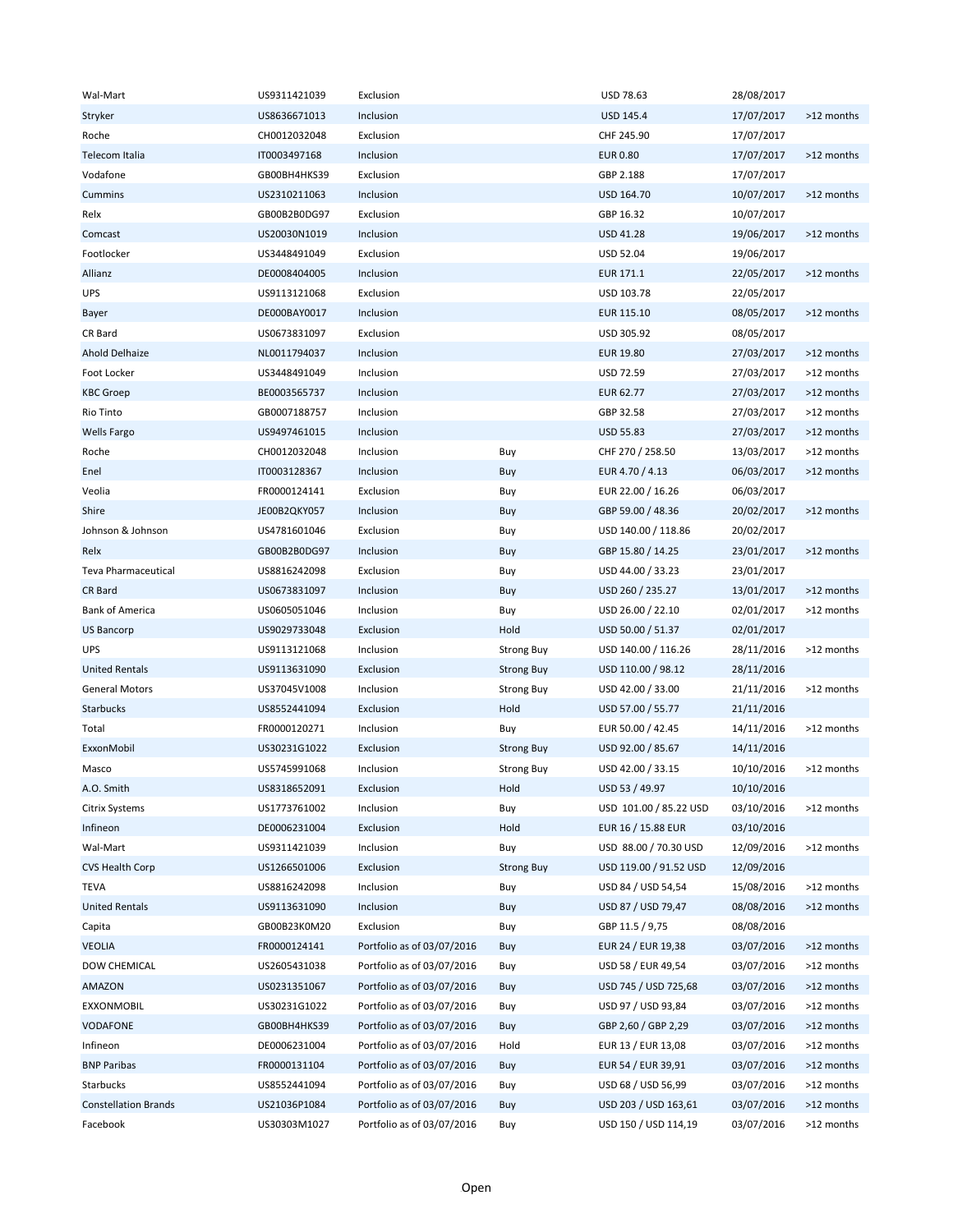| | | | | | | |
|---|---|---|---|---|---|---|
| Wal-Mart | US9311421039 | Exclusion | | USD 78.63 | 28/08/2017 | |
| Stryker | US8636671013 | Inclusion | | USD 145.4 | 17/07/2017 | >12 months |
| Roche | CH0012032048 | Exclusion | | CHF 245.90 | 17/07/2017 | |
| Telecom Italia | IT0003497168 | Inclusion | | EUR 0.80 | 17/07/2017 | >12 months |
| Vodafone | GB00BH4HKS39 | Exclusion | | GBP 2.188 | 17/07/2017 | |
| Cummins | US2310211063 | Inclusion | | USD 164.70 | 10/07/2017 | >12 months |
| Relx | GB00B2B0DG97 | Exclusion | | GBP 16.32 | 10/07/2017 | |
| Comcast | US20030N1019 | Inclusion | | USD 41.28 | 19/06/2017 | >12 months |
| Footlocker | US3448491049 | Exclusion | | USD 52.04 | 19/06/2017 | |
| Allianz | DE0008404005 | Inclusion | | EUR 171.1 | 22/05/2017 | >12 months |
| UPS | US9113121068 | Exclusion | | USD 103.78 | 22/05/2017 | |
| Bayer | DE000BAY0017 | Inclusion | | EUR 115.10 | 08/05/2017 | >12 months |
| CR Bard | US0673831097 | Exclusion | | USD 305.92 | 08/05/2017 | |
| Ahold Delhaize | NL0011794037 | Inclusion | | EUR 19.80 | 27/03/2017 | >12 months |
| Foot Locker | US3448491049 | Inclusion | | USD 72.59 | 27/03/2017 | >12 months |
| KBC Groep | BE0003565737 | Inclusion | | EUR 62.77 | 27/03/2017 | >12 months |
| Rio Tinto | GB0007188757 | Inclusion | | GBP 32.58 | 27/03/2017 | >12 months |
| Wells Fargo | US9497461015 | Inclusion | | USD 55.83 | 27/03/2017 | >12 months |
| Roche | CH0012032048 | Inclusion | Buy | CHF 270 / 258.50 | 13/03/2017 | >12 months |
| Enel | IT0003128367 | Inclusion | Buy | EUR 4.70 / 4.13 | 06/03/2017 | >12 months |
| Veolia | FR0000124141 | Exclusion | Buy | EUR 22.00 / 16.26 | 06/03/2017 | |
| Shire | JE00B2QKY057 | Inclusion | Buy | GBP 59.00 / 48.36 | 20/02/2017 | >12 months |
| Johnson & Johnson | US4781601046 | Exclusion | Buy | USD 140.00 / 118.86 | 20/02/2017 | |
| Relx | GB00B2B0DG97 | Inclusion | Buy | GBP 15.80 / 14.25 | 23/01/2017 | >12 months |
| Teva Pharmaceutical | US8816242098 | Exclusion | Buy | USD 44.00 / 33.23 | 23/01/2017 | |
| CR Bard | US0673831097 | Inclusion | Buy | USD 260 / 235.27 | 13/01/2017 | >12 months |
| Bank of America | US0605051046 | Inclusion | Buy | USD 26.00 / 22.10 | 02/01/2017 | >12 months |
| US Bancorp | US9029733048 | Exclusion | Hold | USD 50.00 / 51.37 | 02/01/2017 | |
| UPS | US9113121068 | Inclusion | Strong Buy | USD 140.00 / 116.26 | 28/11/2016 | >12 months |
| United Rentals | US9113631090 | Exclusion | Strong Buy | USD 110.00 / 98.12 | 28/11/2016 | |
| General Motors | US37045V1008 | Inclusion | Strong Buy | USD 42.00 / 33.00 | 21/11/2016 | >12 months |
| Starbucks | US8552441094 | Exclusion | Hold | USD 57.00 / 55.77 | 21/11/2016 | |
| Total | FR0000120271 | Inclusion | Buy | EUR 50.00 / 42.45 | 14/11/2016 | >12 months |
| ExxonMobil | US30231G1022 | Exclusion | Strong Buy | USD 92.00 / 85.67 | 14/11/2016 | |
| Masco | US5745991068 | Inclusion | Strong Buy | USD 42.00 / 33.15 | 10/10/2016 | >12 months |
| A.O. Smith | US8318652091 | Exclusion | Hold | USD 53 / 49.97 | 10/10/2016 | |
| Citrix Systems | US1773761002 | Inclusion | Buy | USD 101.00 / 85.22 USD | 03/10/2016 | >12 months |
| Infineon | DE0006231004 | Exclusion | Hold | EUR 16 / 15.88 EUR | 03/10/2016 | |
| Wal-Mart | US9311421039 | Inclusion | Buy | USD 88.00 / 70.30 USD | 12/09/2016 | >12 months |
| CVS Health Corp | US1266501006 | Exclusion | Strong Buy | USD 119.00 / 91.52 USD | 12/09/2016 | |
| TEVA | US8816242098 | Inclusion | Buy | USD 84 / USD 54,54 | 15/08/2016 | >12 months |
| United Rentals | US9113631090 | Inclusion | Buy | USD 87 / USD 79,47 | 08/08/2016 | >12 months |
| Capita | GB00B23K0M20 | Exclusion | Buy | GBP 11.5 / 9,75 | 08/08/2016 | |
| VEOLIA | FR0000124141 | Portfolio as of 03/07/2016 | Buy | EUR 24 / EUR 19,38 | 03/07/2016 | >12 months |
| DOW CHEMICAL | US2605431038 | Portfolio as of 03/07/2016 | Buy | USD 58 / EUR 49,54 | 03/07/2016 | >12 months |
| AMAZON | US0231351067 | Portfolio as of 03/07/2016 | Buy | USD 745 / USD 725,68 | 03/07/2016 | >12 months |
| EXXONMOBIL | US30231G1022 | Portfolio as of 03/07/2016 | Buy | USD 97 / USD 93,84 | 03/07/2016 | >12 months |
| VODAFONE | GB00BH4HKS39 | Portfolio as of 03/07/2016 | Buy | GBP 2,60 / GBP 2,29 | 03/07/2016 | >12 months |
| Infineon | DE0006231004 | Portfolio as of 03/07/2016 | Hold | EUR 13 / EUR 13,08 | 03/07/2016 | >12 months |
| BNP Paribas | FR0000131104 | Portfolio as of 03/07/2016 | Buy | EUR 54 / EUR 39,91 | 03/07/2016 | >12 months |
| Starbucks | US8552441094 | Portfolio as of 03/07/2016 | Buy | USD 68 / USD 56,99 | 03/07/2016 | >12 months |
| Constellation Brands | US21036P1084 | Portfolio as of 03/07/2016 | Buy | USD 203 / USD 163,61 | 03/07/2016 | >12 months |
| Facebook | US30303M1027 | Portfolio as of 03/07/2016 | Buy | USD 150 / USD 114,19 | 03/07/2016 | >12 months |

Open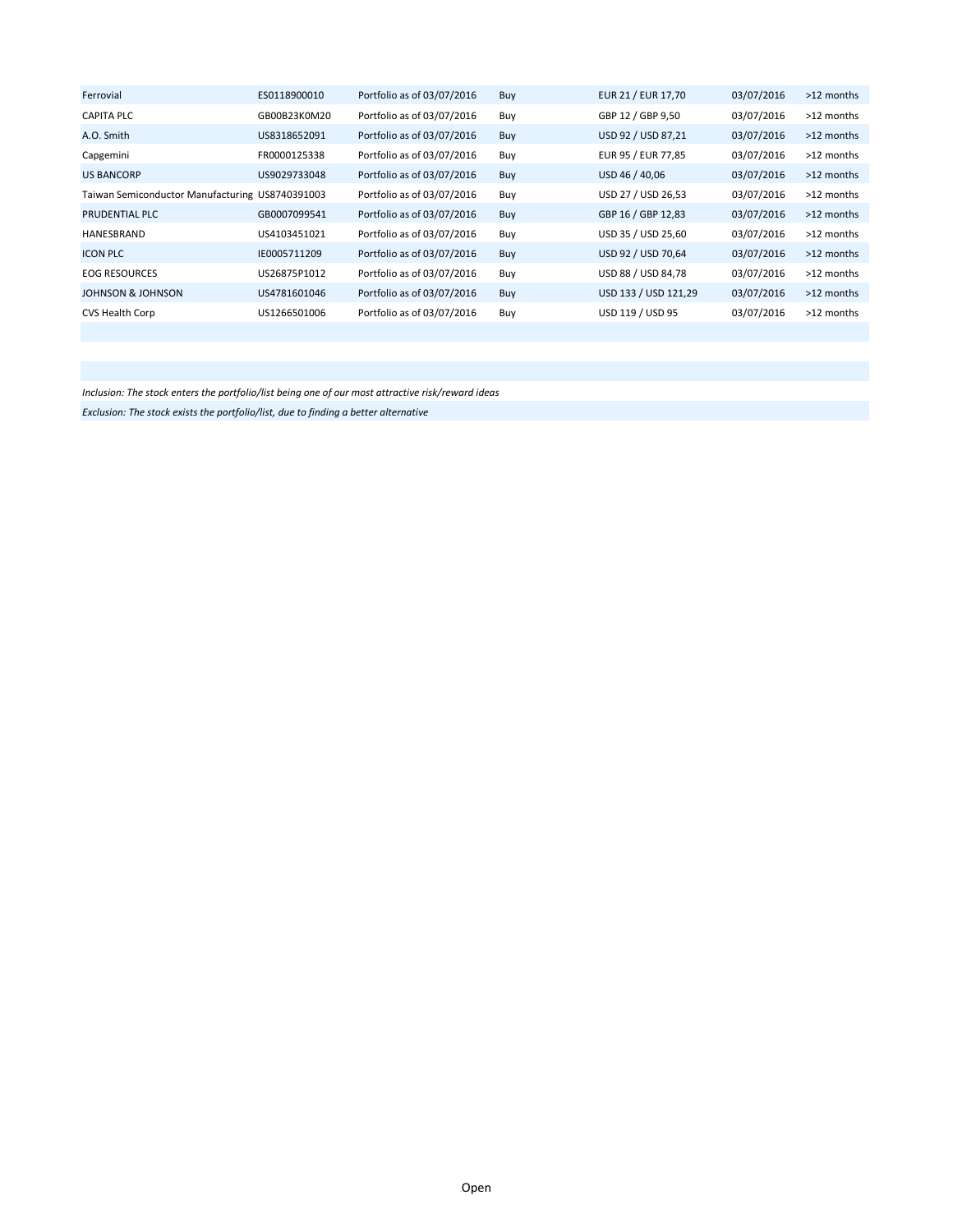| | | | | | | |
|---|---|---|---|---|---|---|
| Ferrovial | ES0118900010 | Portfolio as of 03/07/2016 | Buy | EUR 21 / EUR 17,70 | 03/07/2016 | >12 months |
| CAPITA PLC | GB00B23K0M20 | Portfolio as of 03/07/2016 | Buy | GBP 12 / GBP 9,50 | 03/07/2016 | >12 months |
| A.O. Smith | US8318652091 | Portfolio as of 03/07/2016 | Buy | USD 92 / USD 87,21 | 03/07/2016 | >12 months |
| Capgemini | FR0000125338 | Portfolio as of 03/07/2016 | Buy | EUR 95 / EUR 77,85 | 03/07/2016 | >12 months |
| US BANCORP | US9029733048 | Portfolio as of 03/07/2016 | Buy | USD 46 / 40,06 | 03/07/2016 | >12 months |
| Taiwan Semiconductor Manufacturing | US8740391003 | Portfolio as of 03/07/2016 | Buy | USD 27 / USD 26,53 | 03/07/2016 | >12 months |
| PRUDENTIAL PLC | GB0007099541 | Portfolio as of 03/07/2016 | Buy | GBP 16 / GBP 12,83 | 03/07/2016 | >12 months |
| HANESBRAND | US4103451021 | Portfolio as of 03/07/2016 | Buy | USD 35 / USD 25,60 | 03/07/2016 | >12 months |
| ICON PLC | IE0005711209 | Portfolio as of 03/07/2016 | Buy | USD 92 / USD 70,64 | 03/07/2016 | >12 months |
| EOG RESOURCES | US26875P1012 | Portfolio as of 03/07/2016 | Buy | USD 88 / USD 84,78 | 03/07/2016 | >12 months |
| JOHNSON & JOHNSON | US4781601046 | Portfolio as of 03/07/2016 | Buy | USD 133 / USD 121,29 | 03/07/2016 | >12 months |
| CVS Health Corp | US1266501006 | Portfolio as of 03/07/2016 | Buy | USD 119 / USD 95 | 03/07/2016 | >12 months |

*Inclusion: The stock enters the portfolio/list being one of our most attractive risk/reward ideas*

*Exclusion: The stock exists the portfolio/list, due to finding a better alternative*

Open